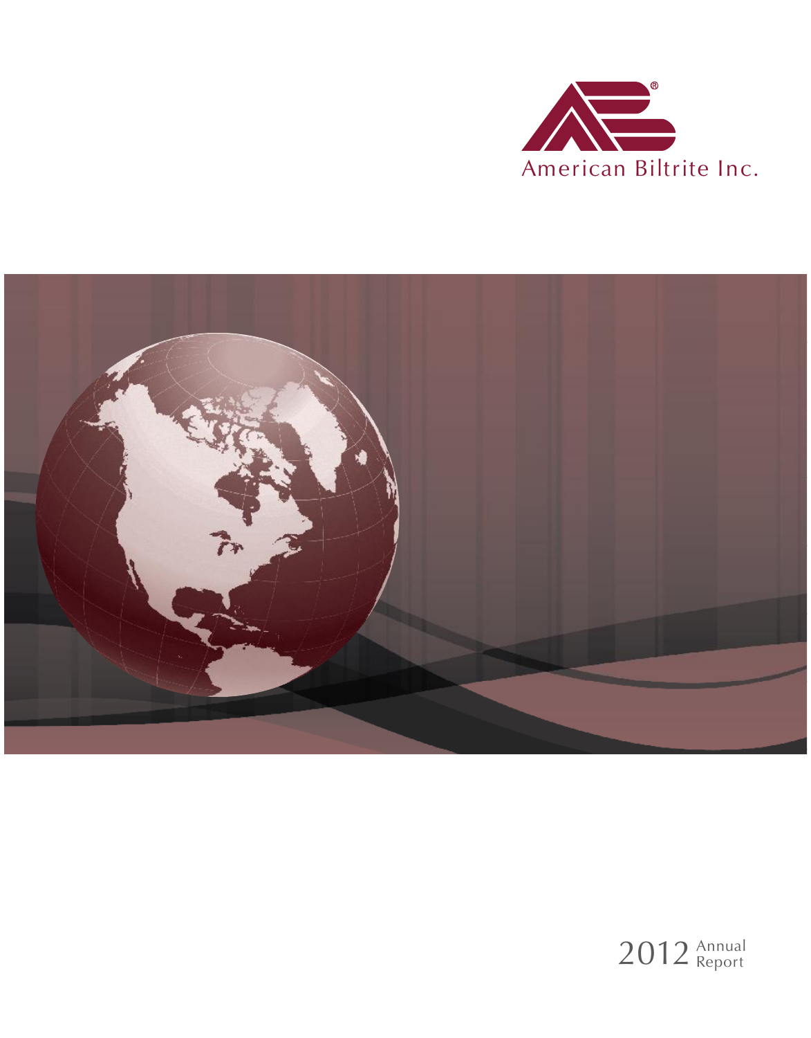American Biltrite Inc.

2012 Annual Report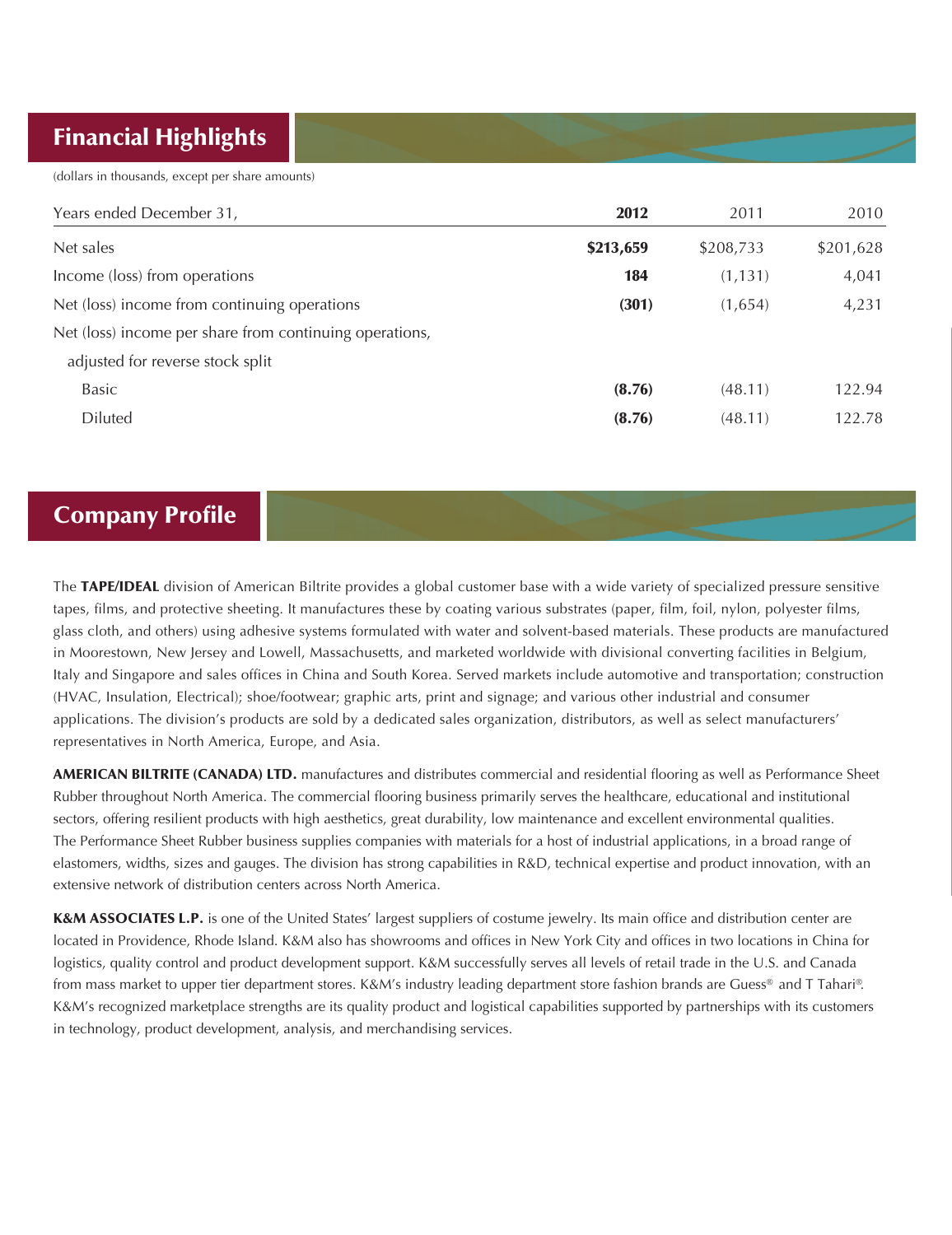## Financial Highlights

(dollars in thousands, except per share amounts)

| Years ended December 31, | **2012** | 2011 | 2010 |
|---|---|---|---|
| Net sales | **$213,659** | $208,733 | $201,628 |
| Income (loss) from operations | **184** | (1,131) | 4,041 |
| Net (loss) income from continuing operations | **(301)** | (1,654) | 4,231 |
| Net (loss) income per share from continuing operations, adjusted for reverse stock split | | | |
| Basic | **(8.76)** | (48.11) | 122.94 |
| Diluted | **(8.76)** | (48.11) | 122.78 |

## Company Profile

The **TAPE/IDEAL** division of American Biltrite provides a global customer base with a wide variety of specialized pressure sensitive tapes, films, and protective sheeting. It manufactures these by coating various substrates (paper, film, foil, nylon, polyester films, glass cloth, and others) using adhesive systems formulated with water and solvent-based materials. These products are manufactured in Moorestown, New Jersey and Lowell, Massachusetts, and marketed worldwide with divisional converting facilities in Belgium, Italy and Singapore and sales offices in China and South Korea. Served markets include automotive and transportation; construction (HVAC, Insulation, Electrical); shoe/footwear; graphic arts, print and signage; and various other industrial and consumer applications. The division's products are sold by a dedicated sales organization, distributors, as well as select manufacturers' representatives in North America, Europe, and Asia.

**AMERICAN BILTRITE (CANADA) LTD.** manufactures and distributes commercial and residential flooring as well as Performance Sheet Rubber throughout North America. The commercial flooring business primarily serves the healthcare, educational and institutional sectors, offering resilient products with high aesthetics, great durability, low maintenance and excellent environmental qualities. The Performance Sheet Rubber business supplies companies with materials for a host of industrial applications, in a broad range of elastomers, widths, sizes and gauges. The division has strong capabilities in R&D, technical expertise and product innovation, with an extensive network of distribution centers across North America.

**K&M ASSOCIATES L.P.** is one of the United States' largest suppliers of costume jewelry. Its main office and distribution center are located in Providence, Rhode Island. K&M also has showrooms and offices in New York City and offices in two locations in China for logistics, quality control and product development support. K&M successfully serves all levels of retail trade in the U.S. and Canada from mass market to upper tier department stores. K&M's industry leading department store fashion brands are Guess® and T Tahari®. K&M's recognized marketplace strengths are its quality product and logistical capabilities supported by partnerships with its customers in technology, product development, analysis, and merchandising services.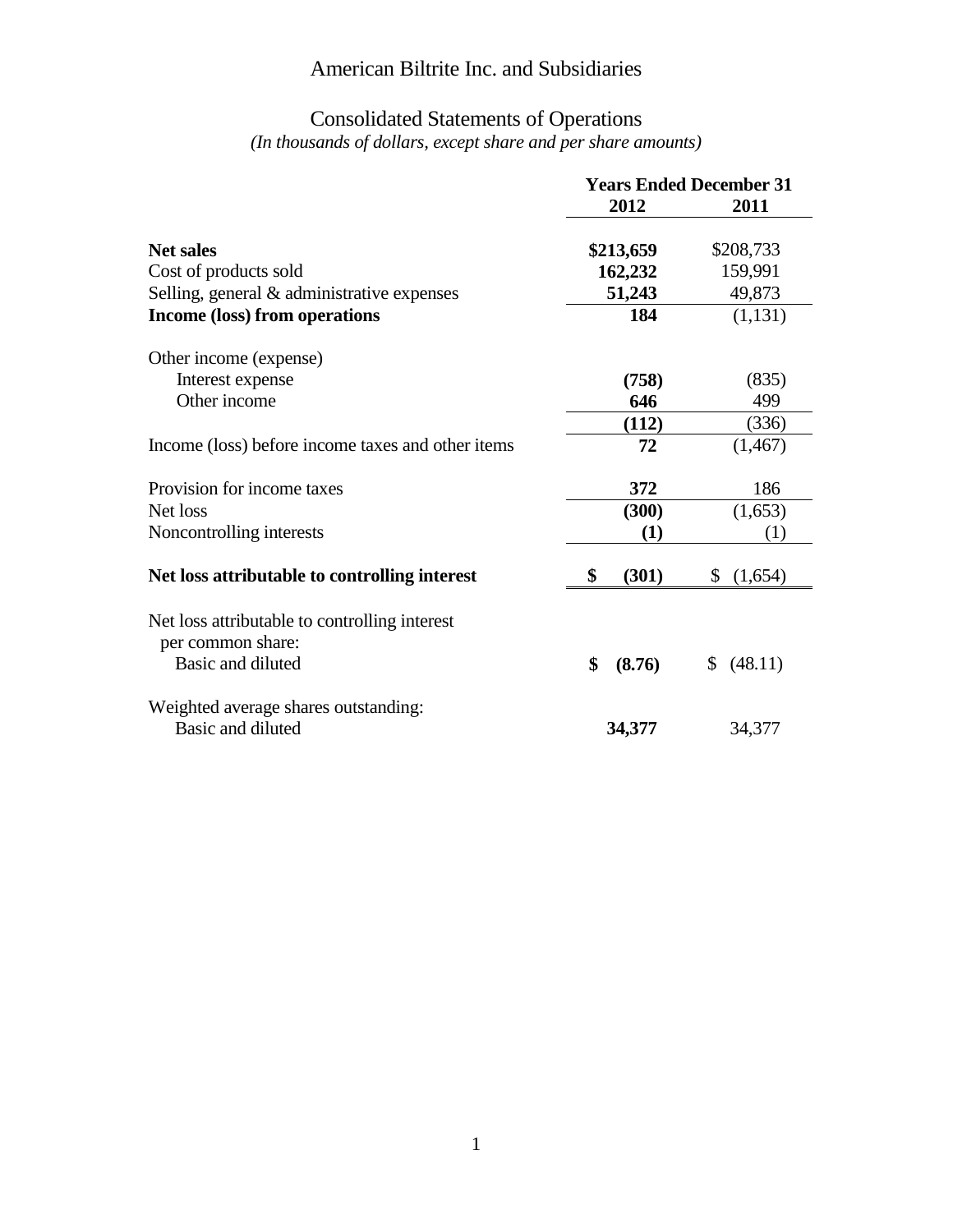# American Biltrite Inc. and Subsidiaries

## Consolidated Statements of Operations

*(In thousands of dollars, except share and per share amounts)*

| | Years Ended December 31 | |
|---|---|---|
| | **2012** | **2011** |
| **Net sales** | **$213,659** | $208,733 |
| Cost of products sold | **162,232** | 159,991 |
| Selling, general & administrative expenses | **51,243** | 49,873 |
| **Income (loss) from operations** | **184** | (1,131) |
| Other income (expense) | | |
| Interest expense | **(758)** | (835) |
| Other income | **646** | 499 |
| | **(112)** | (336) |
| Income (loss) before income taxes and other items | **72** | (1,467) |
| Provision for income taxes | **372** | 186 |
| Net loss | **(300)** | (1,653) |
| Noncontrolling interests | **(1)** | (1) |
| **Net loss attributable to controlling interest** | **$ (301)** | $ (1,654) |
| Net loss attributable to controlling interest per common share: | | |
| Basic and diluted | **$ (8.76)** | $ (48.11) |
| Weighted average shares outstanding: | | |
| Basic and diluted | **34,377** | 34,377 |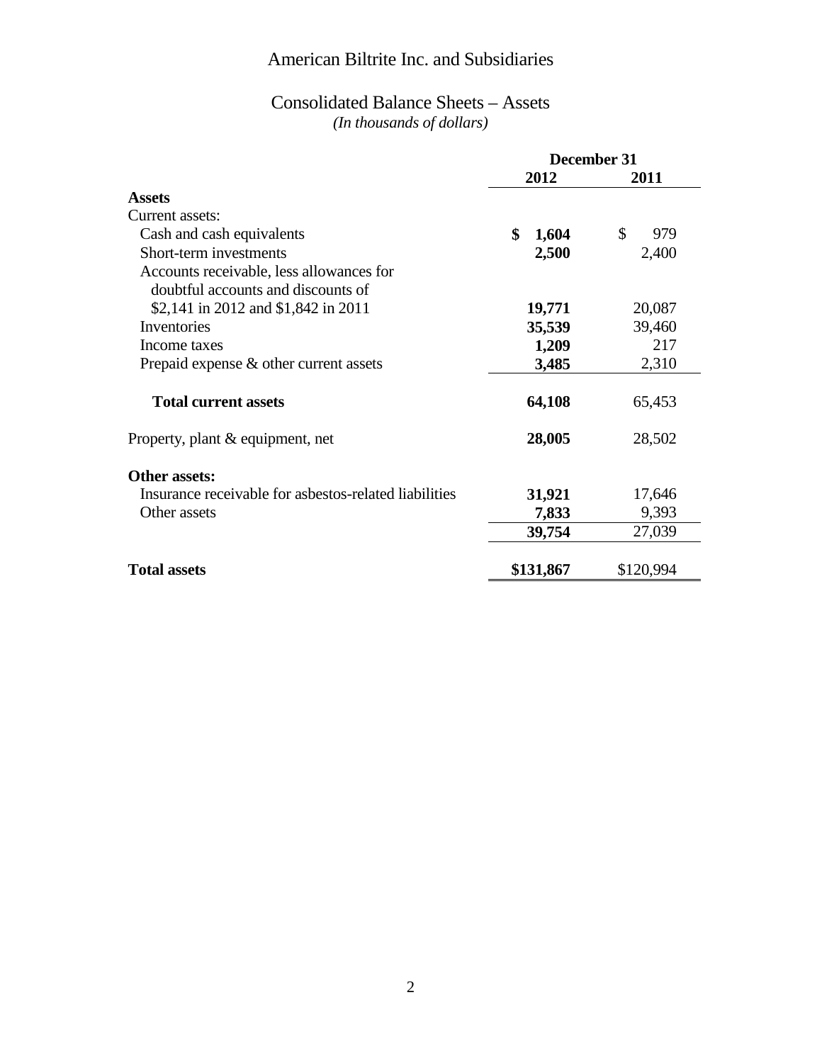# American Biltrite Inc. and Subsidiaries

## Consolidated Balance Sheets – Assets

*(In thousands of dollars)*

| | December 31 | |
|---|---|---|
| | **2012** | **2011** |
| **Assets** | | |
| Current assets: | | |
| Cash and cash equivalents | **$ 1,604** | $ 979 |
| Short-term investments | **2,500** | 2,400 |
| Accounts receivable, less allowances for doubtful accounts and discounts of $2,141 in 2012 and $1,842 in 2011 | **19,771** | 20,087 |
| Inventories | **35,539** | 39,460 |
| Income taxes | **1,209** | 217 |
| Prepaid expense & other current assets | **3,485** | 2,310 |
| **Total current assets** | **64,108** | 65,453 |
| Property, plant & equipment, net | **28,005** | 28,502 |
| **Other assets:** | | |
| Insurance receivable for asbestos-related liabilities | **31,921** | 17,646 |
| Other assets | **7,833** | 9,393 |
| | **39,754** | 27,039 |
| **Total assets** | **$131,867** | $120,994 |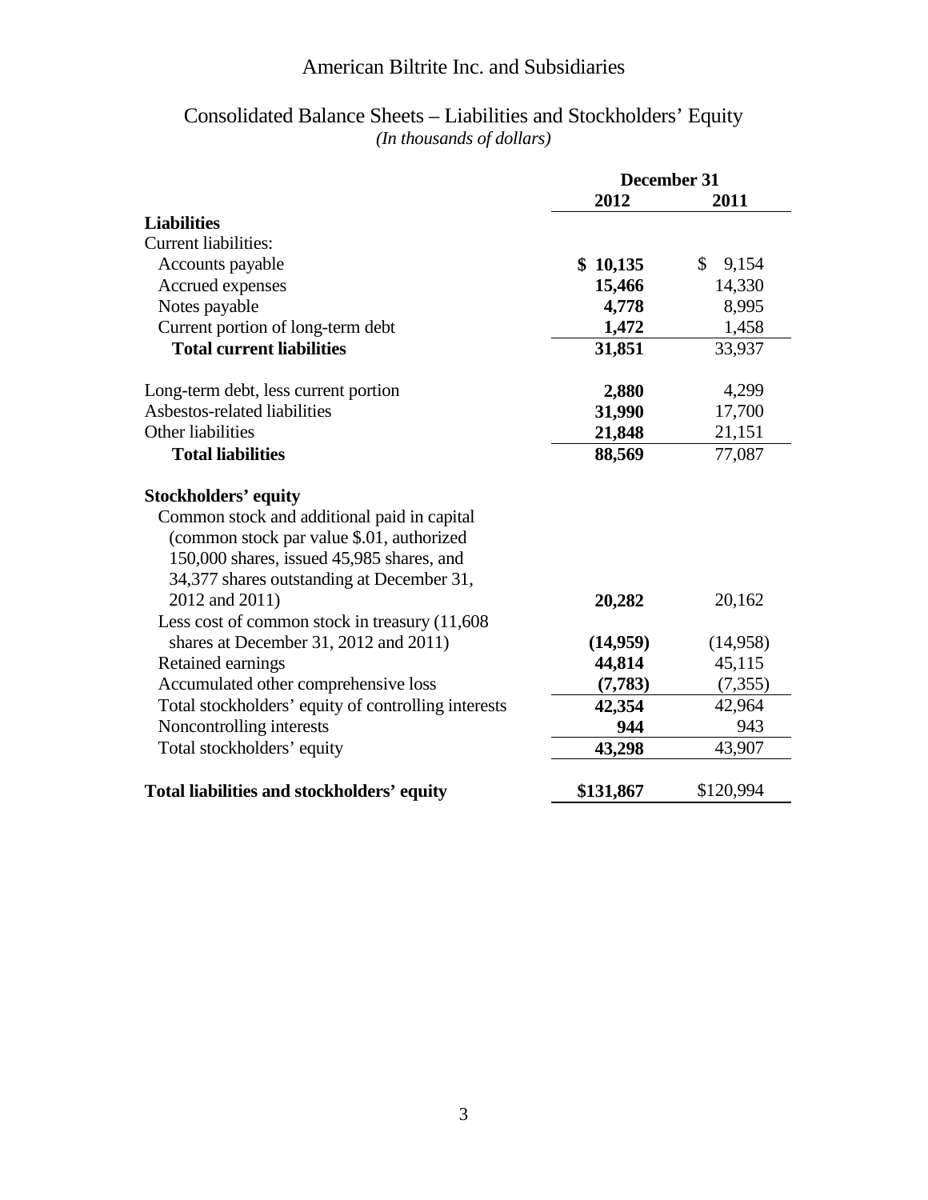# American Biltrite Inc. and Subsidiaries

## Consolidated Balance Sheets – Liabilities and Stockholders' Equity

*(In thousands of dollars)*

| | December 31 | |
|---|---|---|
| | **2012** | **2011** |
| **Liabilities** | | |
| Current liabilities: | | |
| Accounts payable | **$ 10,135** | $ 9,154 |
| Accrued expenses | **15,466** | 14,330 |
| Notes payable | **4,778** | 8,995 |
| Current portion of long-term debt | **1,472** | 1,458 |
| **Total current liabilities** | **31,851** | 33,937 |
| | | |
| Long-term debt, less current portion | **2,880** | 4,299 |
| Asbestos-related liabilities | **31,990** | 17,700 |
| Other liabilities | **21,848** | 21,151 |
| **Total liabilities** | **88,569** | 77,087 |
| | | |
| **Stockholders' equity** | | |
| Common stock and additional paid in capital (common stock par value $.01, authorized 150,000 shares, issued 45,985 shares, and 34,377 shares outstanding at December 31, 2012 and 2011) | **20,282** | 20,162 |
| Less cost of common stock in treasury (11,608 shares at December 31, 2012 and 2011) | **(14,959)** | (14,958) |
| Retained earnings | **44,814** | 45,115 |
| Accumulated other comprehensive loss | **(7,783)** | (7,355) |
| Total stockholders' equity of controlling interests | **42,354** | 42,964 |
| Noncontrolling interests | **944** | 943 |
| Total stockholders' equity | **43,298** | 43,907 |
| | | |
| **Total liabilities and stockholders' equity** | **$131,867** | $120,994 |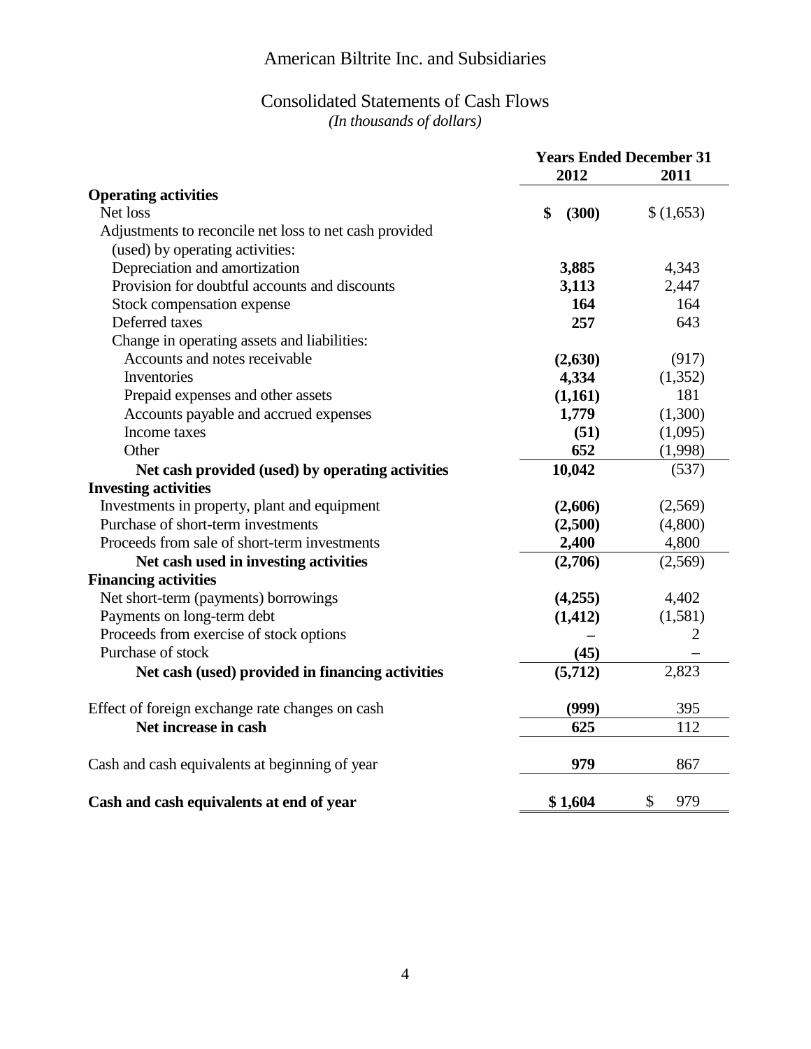# American Biltrite Inc. and Subsidiaries

## Consolidated Statements of Cash Flows

*(In thousands of dollars)*

| | Years Ended December 31 | |
|---|---|---|
| | **2012** | **2011** |
| **Operating activities** | | |
| Net loss | **$ (300)** | $ (1,653) |
| Adjustments to reconcile net loss to net cash provided (used) by operating activities: | | |
| Depreciation and amortization | **3,885** | 4,343 |
| Provision for doubtful accounts and discounts | **3,113** | 2,447 |
| Stock compensation expense | **164** | 164 |
| Deferred taxes | **257** | 643 |
| Change in operating assets and liabilities: | | |
| Accounts and notes receivable | **(2,630)** | (917) |
| Inventories | **4,334** | (1,352) |
| Prepaid expenses and other assets | **(1,161)** | 181 |
| Accounts payable and accrued expenses | **1,779** | (1,300) |
| Income taxes | **(51)** | (1,095) |
| Other | **652** | (1,998) |
| **Net cash provided (used) by operating activities** | **10,042** | (537) |
| **Investing activities** | | |
| Investments in property, plant and equipment | **(2,606)** | (2,569) |
| Purchase of short-term investments | **(2,500)** | (4,800) |
| Proceeds from sale of short-term investments | **2,400** | 4,800 |
| **Net cash used in investing activities** | **(2,706)** | (2,569) |
| **Financing activities** | | |
| Net short-term (payments) borrowings | **(4,255)** | 4,402 |
| Payments on long-term debt | **(1,412)** | (1,581) |
| Proceeds from exercise of stock options | **–** | 2 |
| Purchase of stock | **(45)** | – |
| **Net cash (used) provided in financing activities** | **(5,712)** | 2,823 |
| Effect of foreign exchange rate changes on cash | **(999)** | 395 |
| **Net increase in cash** | **625** | 112 |
| Cash and cash equivalents at beginning of year | **979** | 867 |
| **Cash and cash equivalents at end of year** | **$ 1,604** | $ 979 |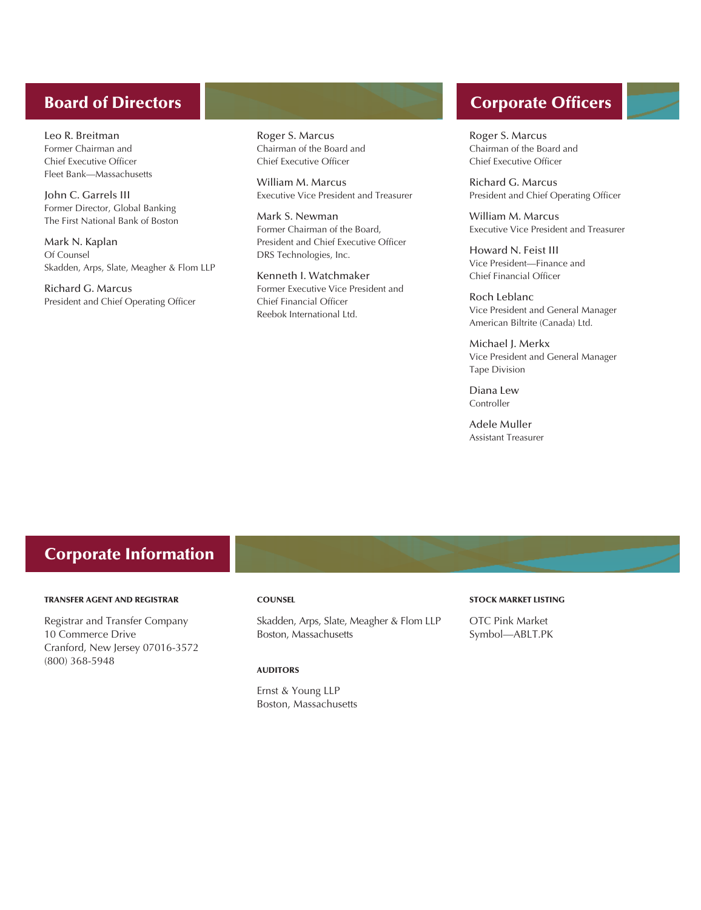## Board of Directors

Leo R. Breitman
Former Chairman and
Chief Executive Officer
Fleet Bank—Massachusetts

John C. Garrels III
Former Director, Global Banking
The First National Bank of Boston

Mark N. Kaplan
Of Counsel
Skadden, Arps, Slate, Meagher & Flom LLP

Richard G. Marcus
President and Chief Operating Officer

Roger S. Marcus
Chairman of the Board and
Chief Executive Officer

William M. Marcus
Executive Vice President and Treasurer

Mark S. Newman
Former Chairman of the Board,
President and Chief Executive Officer
DRS Technologies, Inc.

Kenneth I. Watchmaker
Former Executive Vice President and
Chief Financial Officer
Reebok International Ltd.

## Corporate Officers

Roger S. Marcus
Chairman of the Board and
Chief Executive Officer

Richard G. Marcus
President and Chief Operating Officer

William M. Marcus
Executive Vice President and Treasurer

Howard N. Feist III
Vice President—Finance and
Chief Financial Officer

Roch Leblanc
Vice President and General Manager
American Biltrite (Canada) Ltd.

Michael J. Merkx
Vice President and General Manager
Tape Division

Diana Lew
Controller

Adele Muller
Assistant Treasurer

## Corporate Information

**TRANSFER AGENT AND REGISTRAR**

Registrar and Transfer Company
10 Commerce Drive
Cranford, New Jersey 07016-3572
(800) 368-5948

**COUNSEL**

Skadden, Arps, Slate, Meagher & Flom LLP
Boston, Massachusetts

**AUDITORS**

Ernst & Young LLP
Boston, Massachusetts

**STOCK MARKET LISTING**

OTC Pink Market
Symbol—ABLT.PK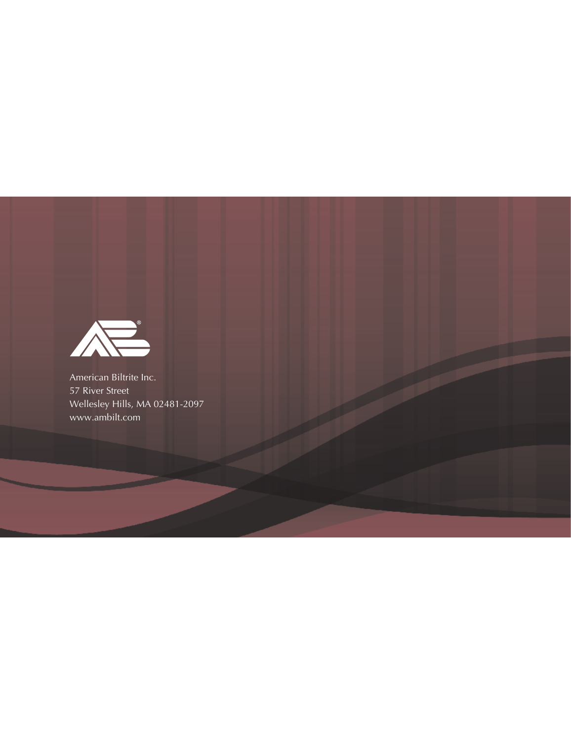American Biltrite Inc.
57 River Street
Wellesley Hills, MA 02481-2097
www.ambilt.com